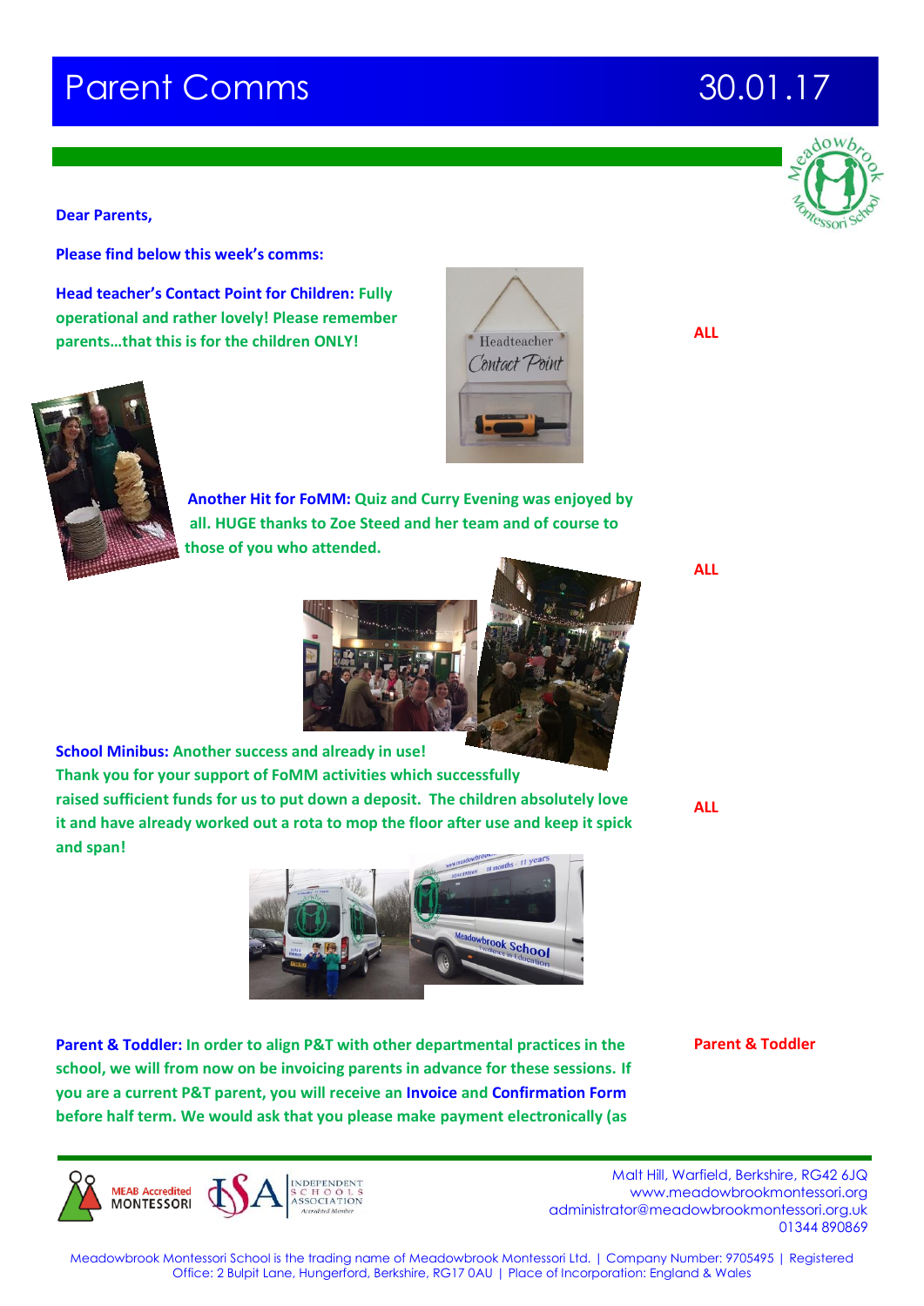# Parent Comms 30.01.17

**Dear Parents,**

**Please find below this week's comms:**

**Head teacher's Contact Point for Children: Fully operational and rather lovely! Please remember parents…that this is for the children ONLY!**

**ALL**

**Another Hit for FoMM: Quiz and Curry Evening was enjoyed by all. HUGE thanks to Zoe Steed and her team and of course to those of you who attended.**

**ALL**

**School Minibus: Another success and already in use! Thank you for your support of FoMM activities which successfully raised sufficient funds for us to put down a deposit. The children absolutely love it and have already worked out a rota to mop the floor after use and keep it spick and span!**

**ALL**

**Parent & Toddler: In order to align P&T with other departmental practices in the school, we will from now on be invoicing parents in advance for these sessions. If you are a current P&T parent, you will receive an Invoice and Confirmation Form before half term. We would ask that you please make payment electronically (as**

**Parent & Toddler**

Malt Hill, Warfield, Berkshire, RG42 6JQ
www.meadowbrookmontessori.org
administrator@meadowbrookmontessori.org.uk
01344 890869

Meadowbrook Montessori School is the trading name of Meadowbrook Montessori Ltd. | Company Number: 9705495 | Registered Office: 2 Bulpit Lane, Hungerford, Berkshire, RG17 0AU | Place of Incorporation: England & Wales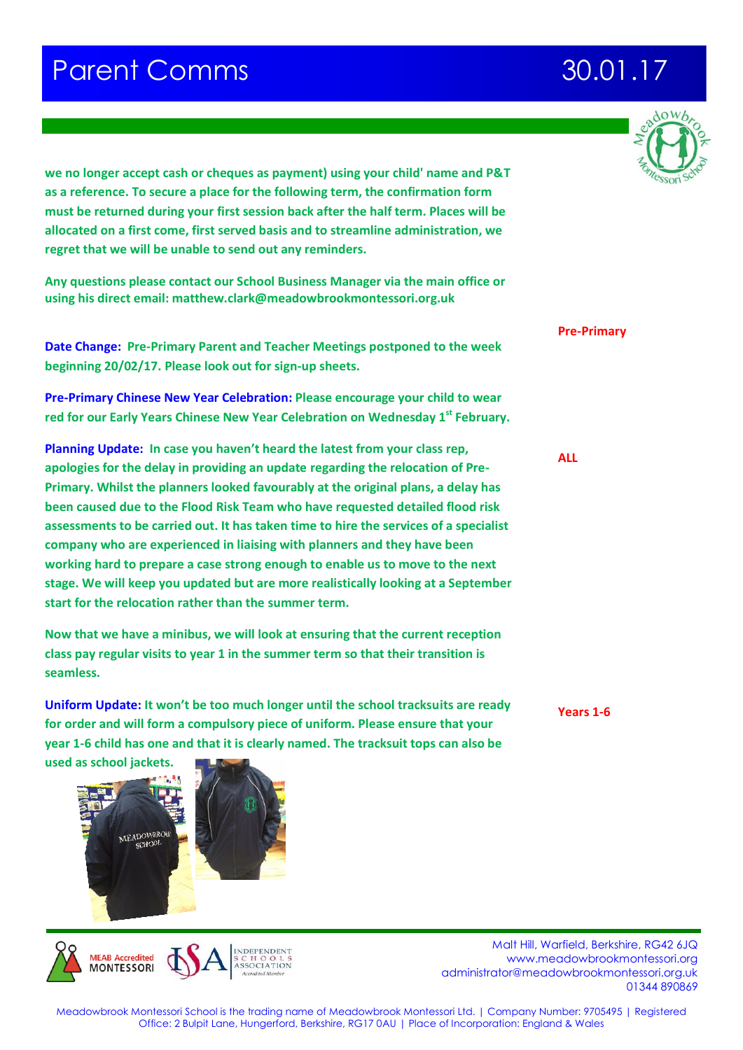we no longer accept cash or cheques as payment) using your child' name and P&T as a reference. To secure a place for the following term, the confirmation form must be returned during your first session back after the half term. Places will be allocated on a first come, first served basis and to streamline administration, we regret that we will be unable to send out any reminders.

Any questions please contact our School Business Manager via the main office or using his direct email: matthew.clark@meadowbrookmontessori.org.uk

**Pre-Primary**

**Date Change:** Pre-Primary Parent and Teacher Meetings postponed to the week beginning 20/02/17. Please look out for sign-up sheets.

**Pre-Primary Chinese New Year Celebration:** Please encourage your child to wear red for our Early Years Chinese New Year Celebration on Wednesday 1st February.

**ALL**

**Planning Update:** In case you haven't heard the latest from your class rep, apologies for the delay in providing an update regarding the relocation of Pre-Primary. Whilst the planners looked favourably at the original plans, a delay has been caused due to the Flood Risk Team who have requested detailed flood risk assessments to be carried out. It has taken time to hire the services of a specialist company who are experienced in liaising with planners and they have been working hard to prepare a case strong enough to enable us to move to the next stage. We will keep you updated but are more realistically looking at a September start for the relocation rather than the summer term.

Now that we have a minibus, we will look at ensuring that the current reception class pay regular visits to year 1 in the summer term so that their transition is seamless.

**Years 1-6**

**Uniform Update:** It won't be too much longer until the school tracksuits are ready for order and will form a compulsory piece of uniform. Please ensure that your year 1-6 child has one and that it is clearly named. The tracksuit tops can also be used as school jackets.

Malt Hill, Warfield, Berkshire, RG42 6JQ
www.meadowbrookmontessori.org
administrator@meadowbrookmontessori.org.uk
01344 890869

Meadowbrook Montessori School is the trading name of Meadowbrook Montessori Ltd. | Company Number: 9705495 | Registered Office: 2 Bulpit Lane, Hungerford, Berkshire, RG17 0AU | Place of Incorporation: England & Wales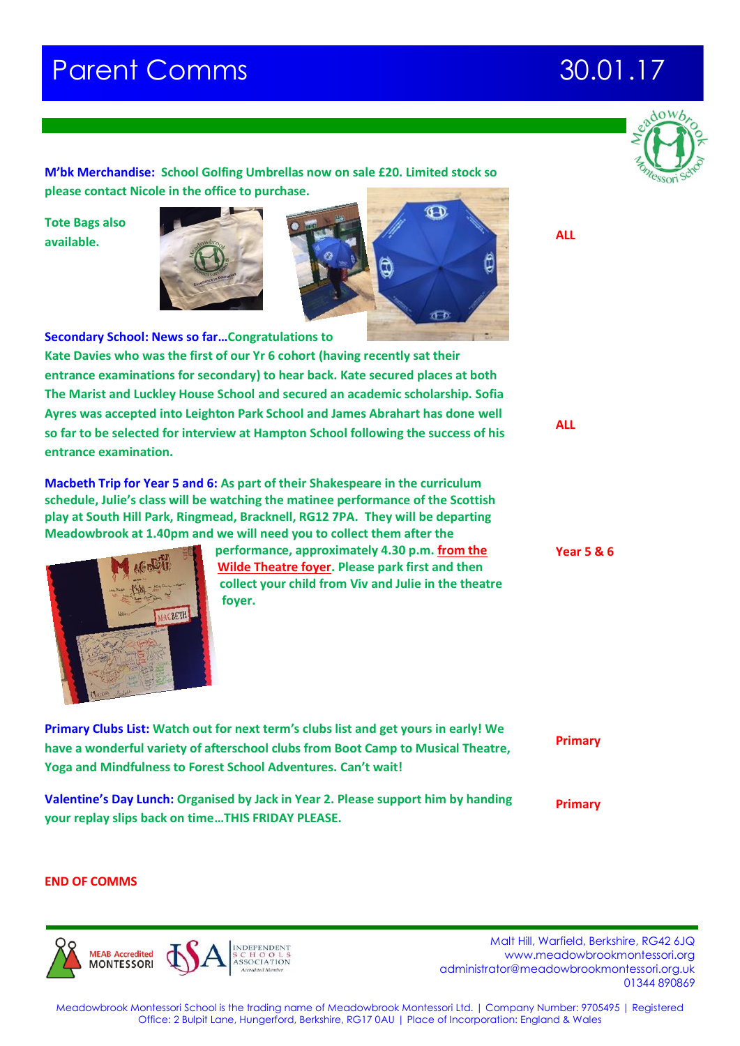# Parent Comms 30.01.17

**M'bk Merchandise:** **School Golfing Umbrellas now on sale £20. Limited stock so please contact Nicole in the office to purchase.**

**Tote Bags also available.**

**ALL**

**Secondary School: News so far…Congratulations to Kate Davies who was the first of our Yr 6 cohort (having recently sat their entrance examinations for secondary) to hear back. Kate secured places at both The Marist and Luckley House School and secured an academic scholarship. Sofia Ayres was accepted into Leighton Park School and James Abrahart has done well so far to be selected for interview at Hampton School following the success of his entrance examination.**

**ALL**

**Macbeth Trip for Year 5 and 6:** **As part of their Shakespeare in the curriculum schedule, Julie's class will be watching the matinee performance of the Scottish play at South Hill Park, Ringmead, Bracknell, RG12 7PA. They will be departing Meadowbrook at 1.40pm and we will need you to collect them after the performance, approximately 4.30 p.m. from the Wilde Theatre foyer. Please park first and then collect your child from Viv and Julie in the theatre foyer.**

**Year 5 & 6**

**Primary Clubs List:** **Watch out for next term's clubs list and get yours in early! We have a wonderful variety of afterschool clubs from Boot Camp to Musical Theatre, Yoga and Mindfulness to Forest School Adventures. Can't wait!**

**Primary**

**Valentine's Day Lunch:** **Organised by Jack in Year 2. Please support him by handing your replay slips back on time…THIS FRIDAY PLEASE.**

**Primary**

**END OF COMMS**

Malt Hill, Warfield, Berkshire, RG42 6JQ
www.meadowbrookmontessori.org
administrator@meadowbrookmontessori.org.uk
01344 890869

Meadowbrook Montessori School is the trading name of Meadowbrook Montessori Ltd. | Company Number: 9705495 | Registered Office: 2 Bulpit Lane, Hungerford, Berkshire, RG17 0AU | Place of Incorporation: England & Wales